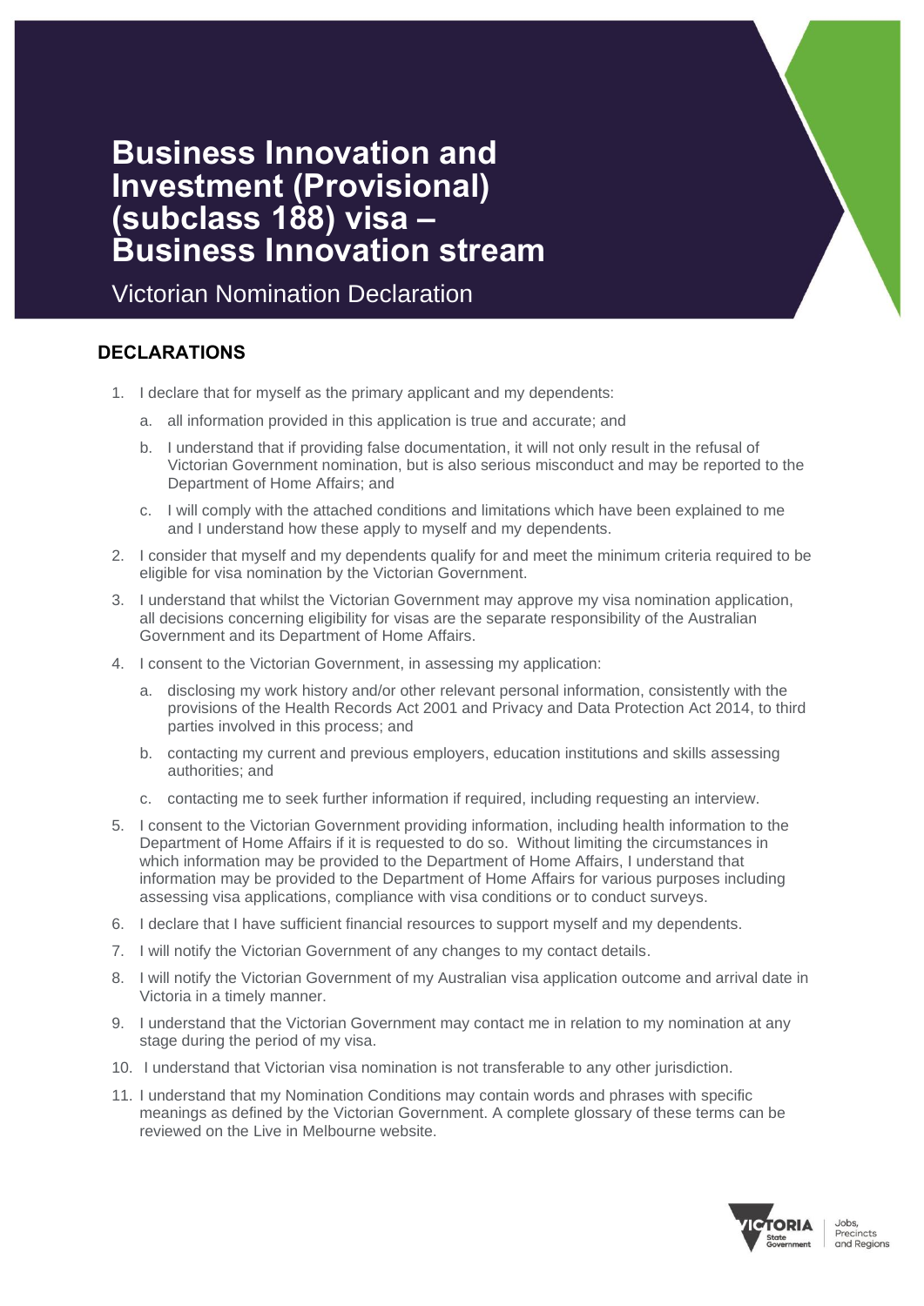# Business Innovation and Investment (Provisional) (subclass 188) visa – Business Innovation stream

Victorian Nomination Declaration

## DECLARATIONS

1. I declare that for myself as the primary applicant and my dependents:
   a. all information provided in this application is true and accurate; and
   b. I understand that if providing false documentation, it will not only result in the refusal of Victorian Government nomination, but is also serious misconduct and may be reported to the Department of Home Affairs; and
   c. I will comply with the attached conditions and limitations which have been explained to me and I understand how these apply to myself and my dependents.
2. I consider that myself and my dependents qualify for and meet the minimum criteria required to be eligible for visa nomination by the Victorian Government.
3. I understand that whilst the Victorian Government may approve my visa nomination application, all decisions concerning eligibility for visas are the separate responsibility of the Australian Government and its Department of Home Affairs.
4. I consent to the Victorian Government, in assessing my application:
   a. disclosing my work history and/or other relevant personal information, consistently with the provisions of the Health Records Act 2001 and Privacy and Data Protection Act 2014, to third parties involved in this process; and
   b. contacting my current and previous employers, education institutions and skills assessing authorities; and
   c. contacting me to seek further information if required, including requesting an interview.
5. I consent to the Victorian Government providing information, including health information to the Department of Home Affairs if it is requested to do so. Without limiting the circumstances in which information may be provided to the Department of Home Affairs, I understand that information may be provided to the Department of Home Affairs for various purposes including assessing visa applications, compliance with visa conditions or to conduct surveys.
6. I declare that I have sufficient financial resources to support myself and my dependents.
7. I will notify the Victorian Government of any changes to my contact details.
8. I will notify the Victorian Government of my Australian visa application outcome and arrival date in Victoria in a timely manner.
9. I understand that the Victorian Government may contact me in relation to my nomination at any stage during the period of my visa.
10. I understand that Victorian visa nomination is not transferable to any other jurisdiction.
11. I understand that my Nomination Conditions may contain words and phrases with specific meanings as defined by the Victorian Government. A complete glossary of these terms can be reviewed on the Live in Melbourne website.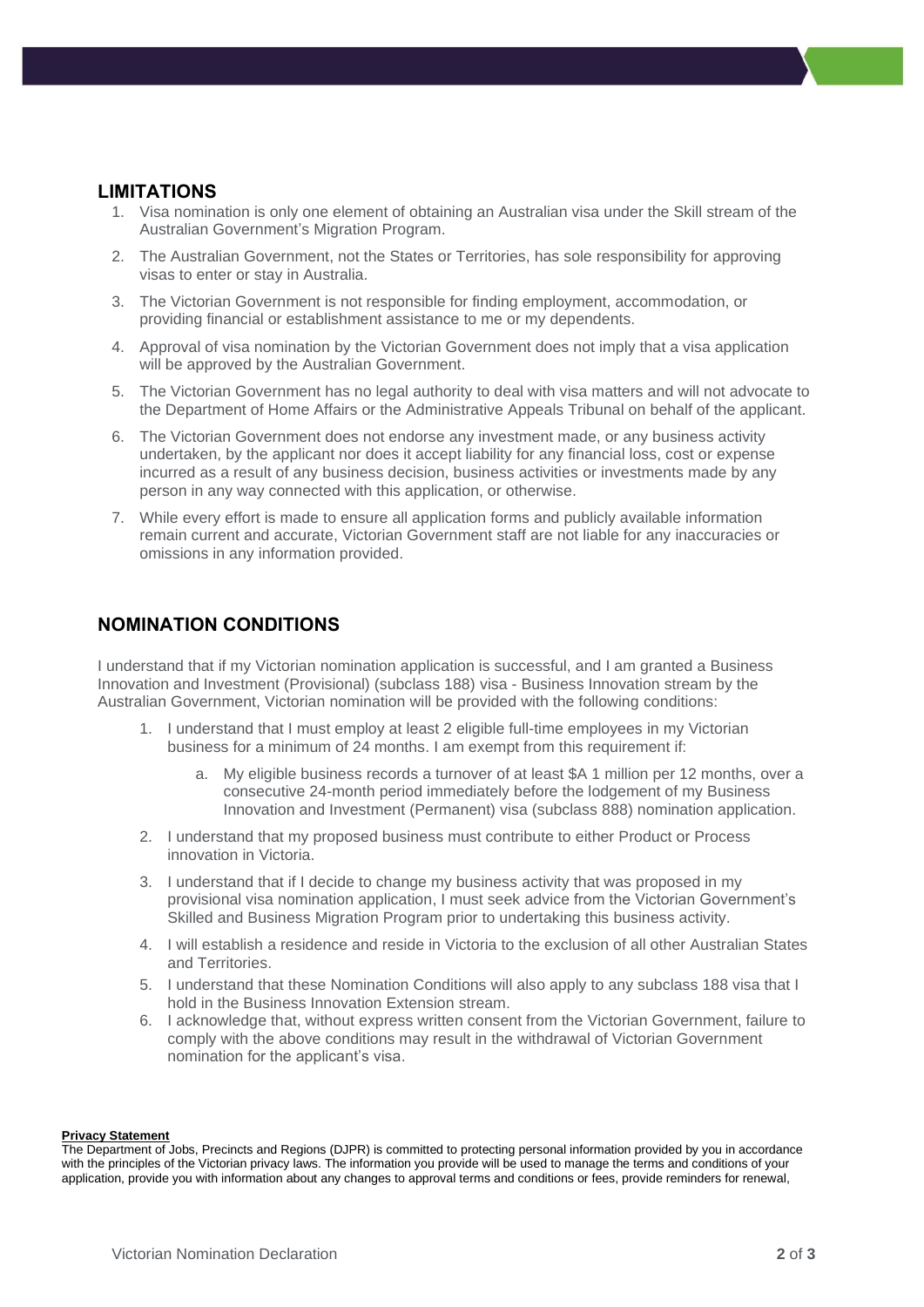## LIMITATIONS

1. Visa nomination is only one element of obtaining an Australian visa under the Skill stream of the Australian Government's Migration Program.
2. The Australian Government, not the States or Territories, has sole responsibility for approving visas to enter or stay in Australia.
3. The Victorian Government is not responsible for finding employment, accommodation, or providing financial or establishment assistance to me or my dependents.
4. Approval of visa nomination by the Victorian Government does not imply that a visa application will be approved by the Australian Government.
5. The Victorian Government has no legal authority to deal with visa matters and will not advocate to the Department of Home Affairs or the Administrative Appeals Tribunal on behalf of the applicant.
6. The Victorian Government does not endorse any investment made, or any business activity undertaken, by the applicant nor does it accept liability for any financial loss, cost or expense incurred as a result of any business decision, business activities or investments made by any person in any way connected with this application, or otherwise.
7. While every effort is made to ensure all application forms and publicly available information remain current and accurate, Victorian Government staff are not liable for any inaccuracies or omissions in any information provided.

## NOMINATION CONDITIONS

I understand that if my Victorian nomination application is successful, and I am granted a Business Innovation and Investment (Provisional) (subclass 188) visa - Business Innovation stream by the Australian Government, Victorian nomination will be provided with the following conditions:

1. I understand that I must employ at least 2 eligible full-time employees in my Victorian business for a minimum of 24 months. I am exempt from this requirement if:
    a. My eligible business records a turnover of at least $A 1 million per 12 months, over a consecutive 24-month period immediately before the lodgement of my Business Innovation and Investment (Permanent) visa (subclass 888) nomination application.
2. I understand that my proposed business must contribute to either Product or Process innovation in Victoria.
3. I understand that if I decide to change my business activity that was proposed in my provisional visa nomination application, I must seek advice from the Victorian Government's Skilled and Business Migration Program prior to undertaking this business activity.
4. I will establish a residence and reside in Victoria to the exclusion of all other Australian States and Territories.
5. I understand that these Nomination Conditions will also apply to any subclass 188 visa that I hold in the Business Innovation Extension stream.
6. I acknowledge that, without express written consent from the Victorian Government, failure to comply with the above conditions may result in the withdrawal of Victorian Government nomination for the applicant's visa.

**Privacy Statement**

The Department of Jobs, Precincts and Regions (DJPR) is committed to protecting personal information provided by you in accordance with the principles of the Victorian privacy laws. The information you provide will be used to manage the terms and conditions of your application, provide you with information about any changes to approval terms and conditions or fees, provide reminders for renewal,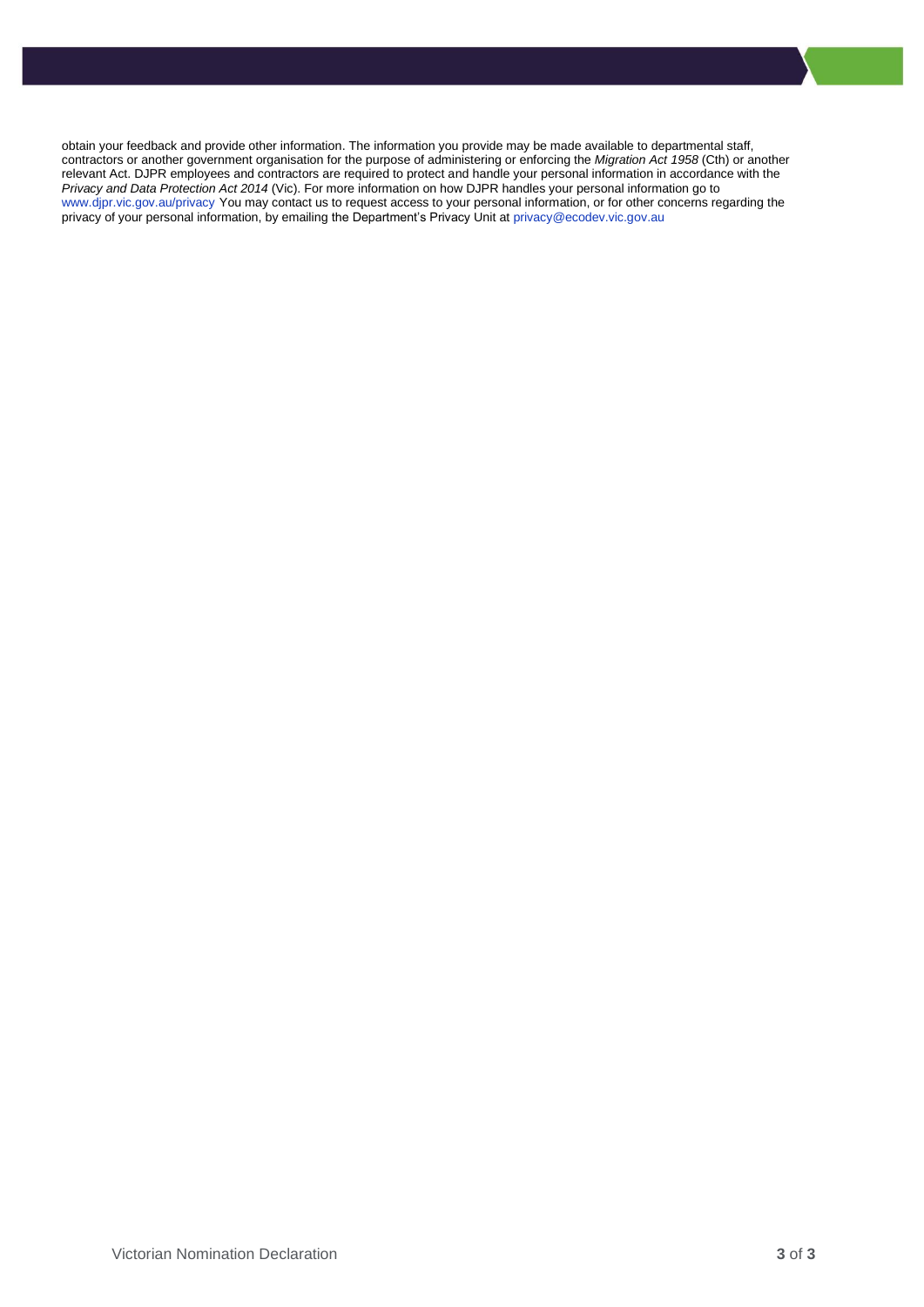obtain your feedback and provide other information. The information you provide may be made available to departmental staff, contractors or another government organisation for the purpose of administering or enforcing the *Migration Act 1958* (Cth) or another relevant Act. DJPR employees and contractors are required to protect and handle your personal information in accordance with the *Privacy and Data Protection Act 2014* (Vic). For more information on how DJPR handles your personal information go to www.djpr.vic.gov.au/privacy You may contact us to request access to your personal information, or for other concerns regarding the privacy of your personal information, by emailing the Department's Privacy Unit at privacy@ecodev.vic.gov.au